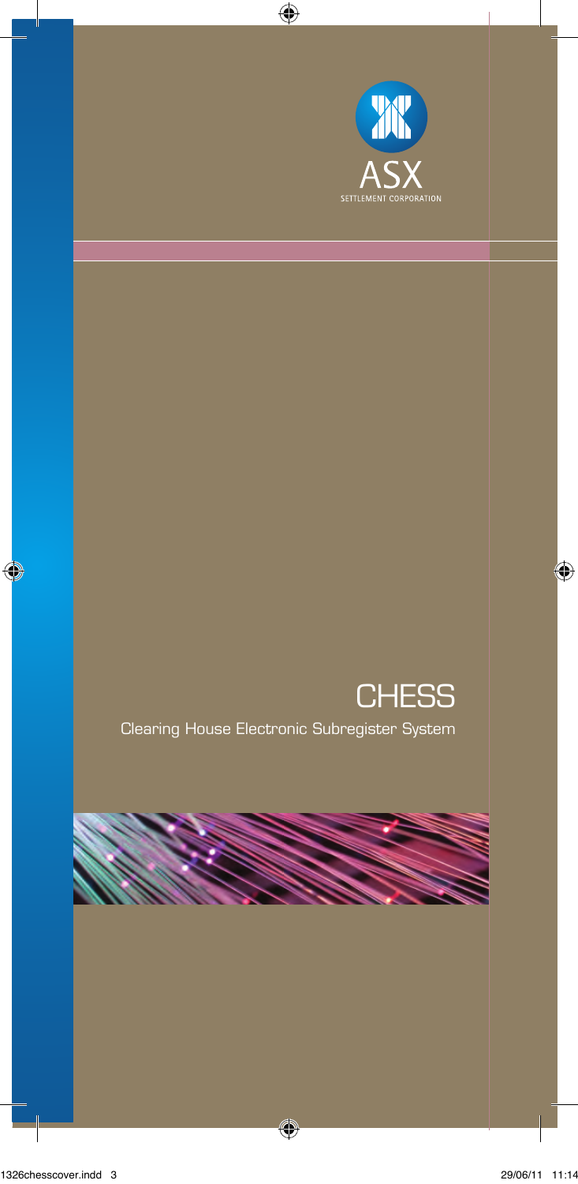ASX

SETTLEMENT CORPORATION

# CHESS

Clearing House Electronic Subregister System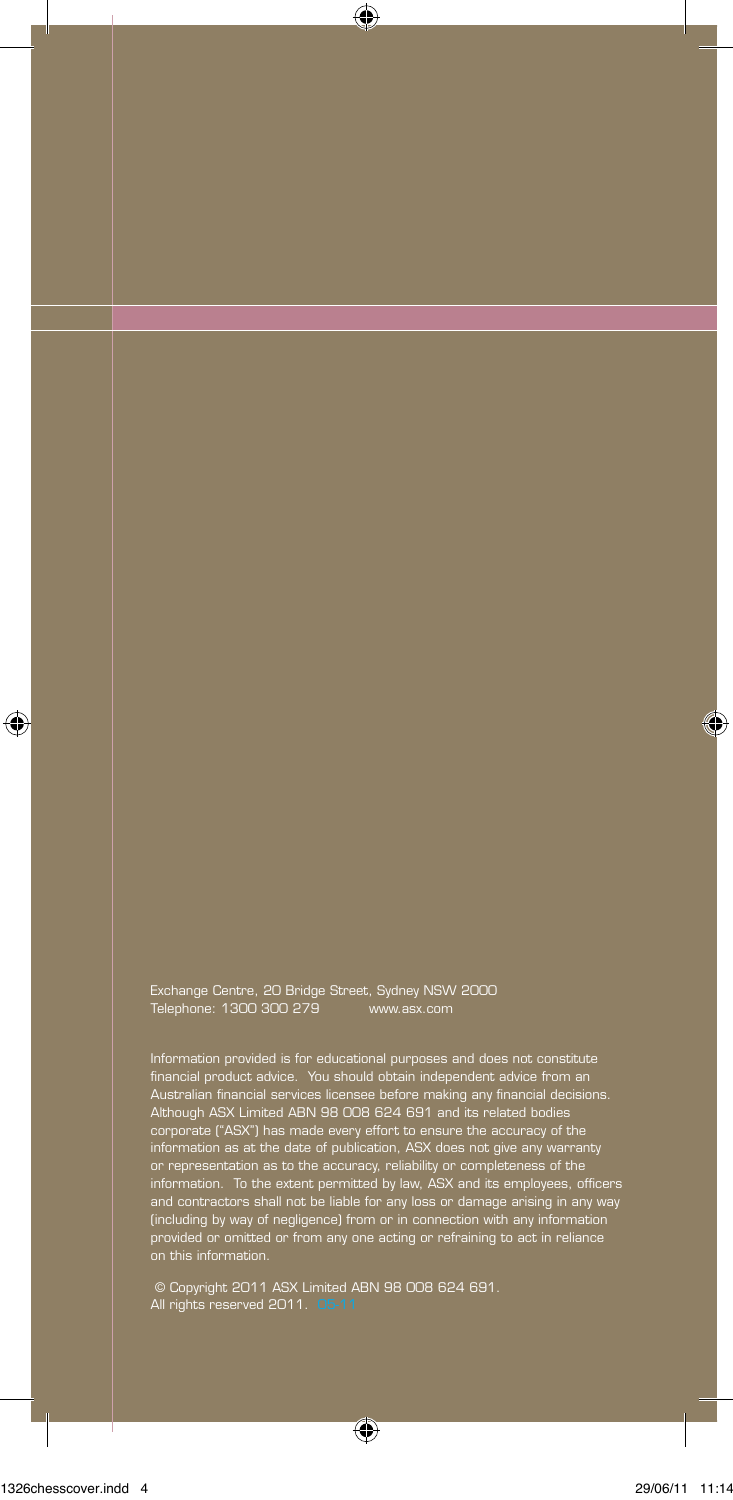Exchange Centre, 20 Bridge Street, Sydney NSW 2000
Telephone: 1300 300 279 www.asx.com

Information provided is for educational purposes and does not constitute financial product advice. You should obtain independent advice from an Australian financial services licensee before making any financial decisions. Although ASX Limited ABN 98 008 624 691 and its related bodies corporate ("ASX") has made every effort to ensure the accuracy of the information as at the date of publication, ASX does not give any warranty or representation as to the accuracy, reliability or completeness of the information. To the extent permitted by law, ASX and its employees, officers and contractors shall not be liable for any loss or damage arising in any way (including by way of negligence) from or in connection with any information provided or omitted or from any one acting or refraining to act in reliance on this information.

© Copyright 2011 ASX Limited ABN 98 008 624 691.
All rights reserved 2011. O6/11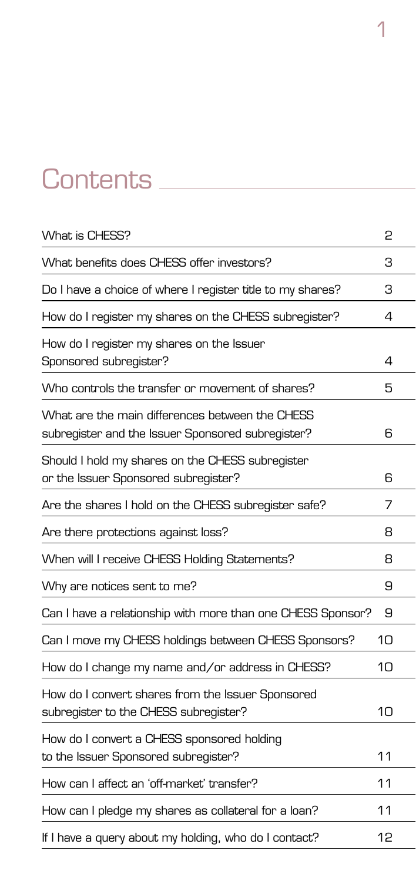# Contents

| | |
|---|---|
| What is CHESS? | 2 |
| What benefits does CHESS offer investors? | 3 |
| Do I have a choice of where I register title to my shares? | 3 |
| How do I register my shares on the CHESS subregister? | 4 |
| How do I register my shares on the Issuer Sponsored subregister? | 4 |
| Who controls the transfer or movement of shares? | 5 |
| What are the main differences between the CHESS subregister and the Issuer Sponsored subregister? | 6 |
| Should I hold my shares on the CHESS subregister or the Issuer Sponsored subregister? | 6 |
| Are the shares I hold on the CHESS subregister safe? | 7 |
| Are there protections against loss? | 8 |
| When will I receive CHESS Holding Statements? | 8 |
| Why are notices sent to me? | 9 |
| Can I have a relationship with more than one CHESS Sponsor? | 9 |
| Can I move my CHESS holdings between CHESS Sponsors? | 10 |
| How do I change my name and/or address in CHESS? | 10 |
| How do I convert shares from the Issuer Sponsored subregister to the CHESS subregister? | 10 |
| How do I convert a CHESS sponsored holding to the Issuer Sponsored subregister? | 11 |
| How can I affect an 'off-market' transfer? | 11 |
| How can I pledge my shares as collateral for a loan? | 11 |
| If I have a query about my holding, who do I contact? | 12 |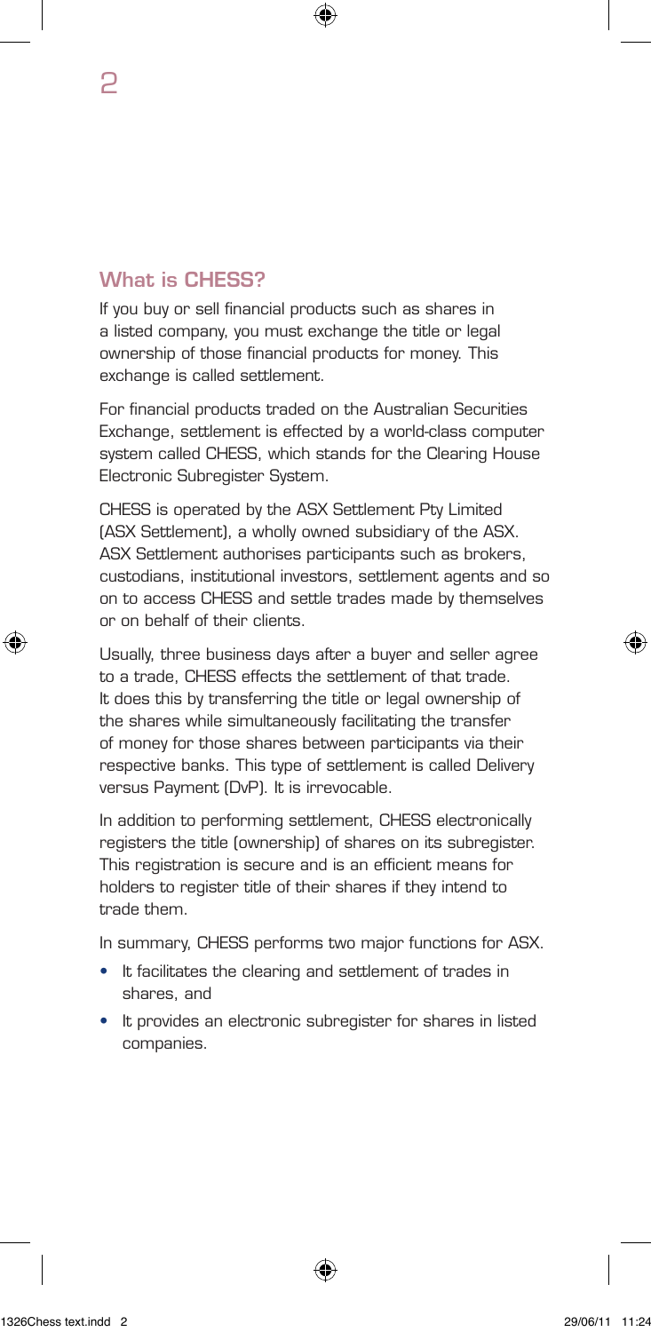## What is CHESS?

If you buy or sell financial products such as shares in a listed company, you must exchange the title or legal ownership of those financial products for money. This exchange is called settlement.

For financial products traded on the Australian Securities Exchange, settlement is effected by a world-class computer system called CHESS, which stands for the Clearing House Electronic Subregister System.

CHESS is operated by the ASX Settlement Pty Limited (ASX Settlement), a wholly owned subsidiary of the ASX. ASX Settlement authorises participants such as brokers, custodians, institutional investors, settlement agents and so on to access CHESS and settle trades made by themselves or on behalf of their clients.

Usually, three business days after a buyer and seller agree to a trade, CHESS effects the settlement of that trade. It does this by transferring the title or legal ownership of the shares while simultaneously facilitating the transfer of money for those shares between participants via their respective banks. This type of settlement is called Delivery versus Payment (DvP). It is irrevocable.

In addition to performing settlement, CHESS electronically registers the title (ownership) of shares on its subregister. This registration is secure and is an efficient means for holders to register title of their shares if they intend to trade them.

In summary, CHESS performs two major functions for ASX.

- It facilitates the clearing and settlement of trades in shares, and
- It provides an electronic subregister for shares in listed companies.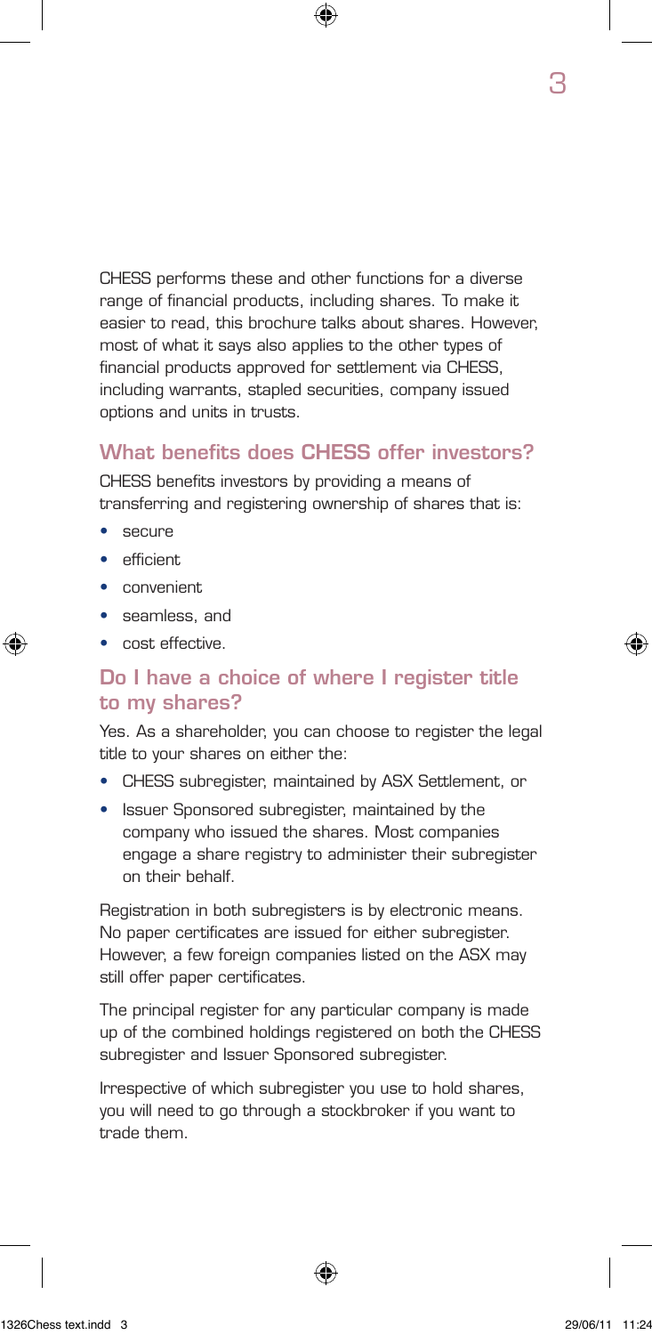CHESS performs these and other functions for a diverse range of financial products, including shares. To make it easier to read, this brochure talks about shares. However, most of what it says also applies to the other types of financial products approved for settlement via CHESS, including warrants, stapled securities, company issued options and units in trusts.

## What benefits does CHESS offer investors?

CHESS benefits investors by providing a means of transferring and registering ownership of shares that is:

- secure
- efficient
- convenient
- seamless, and
- cost effective.

## Do I have a choice of where I register title to my shares?

Yes. As a shareholder, you can choose to register the legal title to your shares on either the:

- CHESS subregister, maintained by ASX Settlement, or
- Issuer Sponsored subregister, maintained by the company who issued the shares. Most companies engage a share registry to administer their subregister on their behalf.

Registration in both subregisters is by electronic means. No paper certificates are issued for either subregister. However, a few foreign companies listed on the ASX may still offer paper certificates.

The principal register for any particular company is made up of the combined holdings registered on both the CHESS subregister and Issuer Sponsored subregister.

Irrespective of which subregister you use to hold shares, you will need to go through a stockbroker if you want to trade them.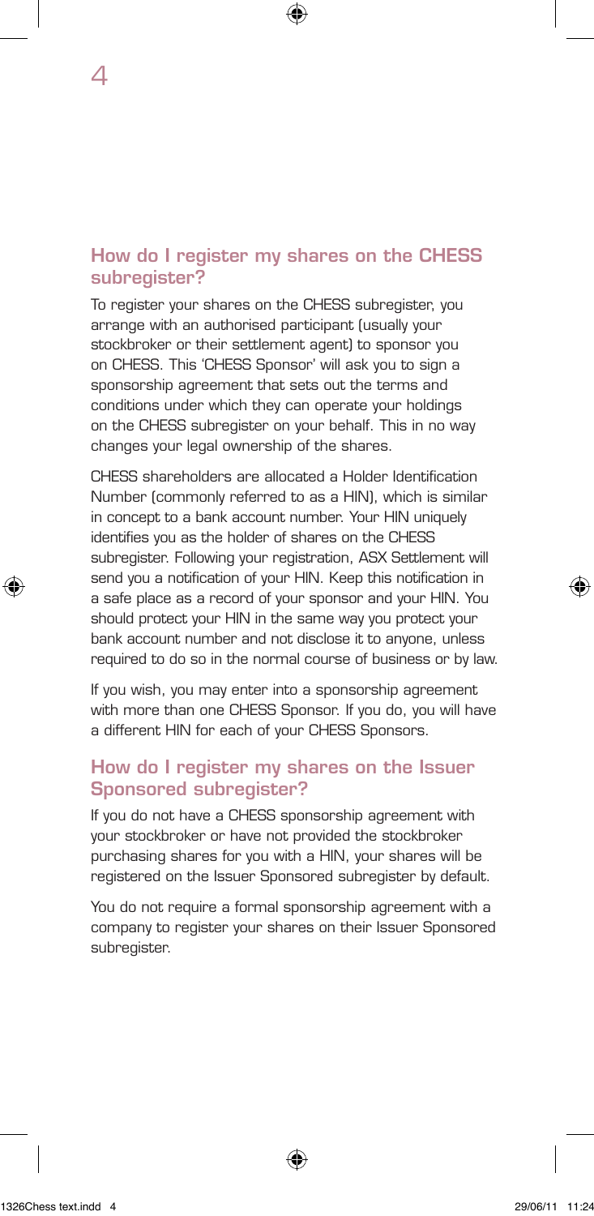## How do I register my shares on the CHESS subregister?

To register your shares on the CHESS subregister, you arrange with an authorised participant (usually your stockbroker or their settlement agent) to sponsor you on CHESS. This 'CHESS Sponsor' will ask you to sign a sponsorship agreement that sets out the terms and conditions under which they can operate your holdings on the CHESS subregister on your behalf. This in no way changes your legal ownership of the shares.

CHESS shareholders are allocated a Holder Identification Number (commonly referred to as a HIN), which is similar in concept to a bank account number. Your HIN uniquely identifies you as the holder of shares on the CHESS subregister. Following your registration, ASX Settlement will send you a notification of your HIN. Keep this notification in a safe place as a record of your sponsor and your HIN. You should protect your HIN in the same way you protect your bank account number and not disclose it to anyone, unless required to do so in the normal course of business or by law.

If you wish, you may enter into a sponsorship agreement with more than one CHESS Sponsor. If you do, you will have a different HIN for each of your CHESS Sponsors.

## How do I register my shares on the Issuer Sponsored subregister?

If you do not have a CHESS sponsorship agreement with your stockbroker or have not provided the stockbroker purchasing shares for you with a HIN, your shares will be registered on the Issuer Sponsored subregister by default.

You do not require a formal sponsorship agreement with a company to register your shares on their Issuer Sponsored subregister.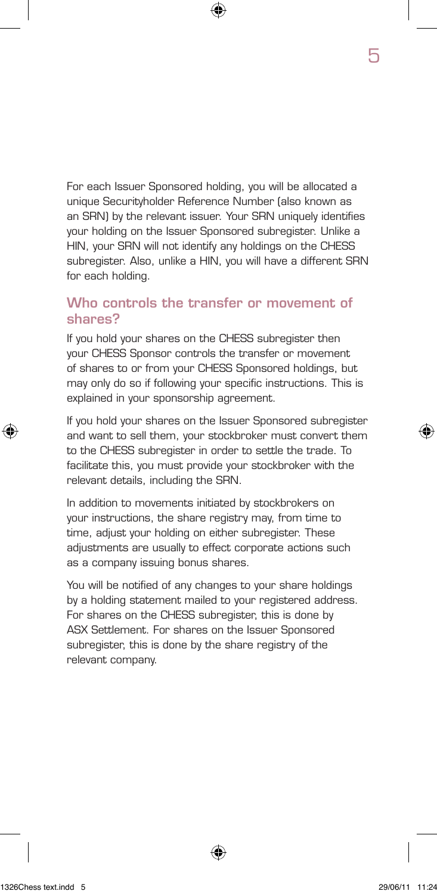For each Issuer Sponsored holding, you will be allocated a unique Securityholder Reference Number (also known as an SRN) by the relevant issuer. Your SRN uniquely identifies your holding on the Issuer Sponsored subregister. Unlike a HIN, your SRN will not identify any holdings on the CHESS subregister. Also, unlike a HIN, you will have a different SRN for each holding.

## Who controls the transfer or movement of shares?

If you hold your shares on the CHESS subregister then your CHESS Sponsor controls the transfer or movement of shares to or from your CHESS Sponsored holdings, but may only do so if following your specific instructions. This is explained in your sponsorship agreement.

If you hold your shares on the Issuer Sponsored subregister and want to sell them, your stockbroker must convert them to the CHESS subregister in order to settle the trade. To facilitate this, you must provide your stockbroker with the relevant details, including the SRN.

In addition to movements initiated by stockbrokers on your instructions, the share registry may, from time to time, adjust your holding on either subregister. These adjustments are usually to effect corporate actions such as a company issuing bonus shares.

You will be notified of any changes to your share holdings by a holding statement mailed to your registered address. For shares on the CHESS subregister, this is done by ASX Settlement. For shares on the Issuer Sponsored subregister, this is done by the share registry of the relevant company.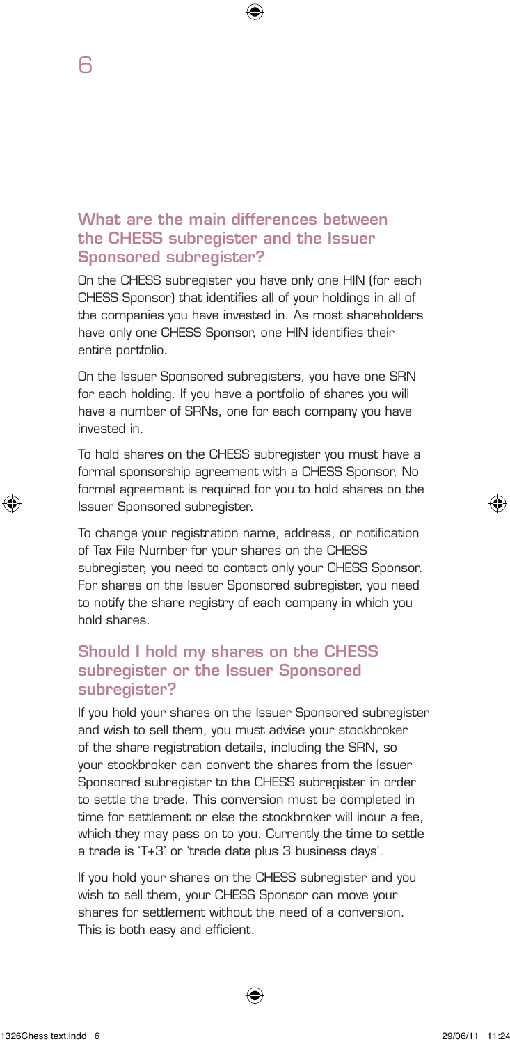## What are the main differences between the CHESS subregister and the Issuer Sponsored subregister?

On the CHESS subregister you have only one HIN (for each CHESS Sponsor) that identifies all of your holdings in all of the companies you have invested in. As most shareholders have only one CHESS Sponsor, one HIN identifies their entire portfolio.

On the Issuer Sponsored subregisters, you have one SRN for each holding. If you have a portfolio of shares you will have a number of SRNs, one for each company you have invested in.

To hold shares on the CHESS subregister you must have a formal sponsorship agreement with a CHESS Sponsor. No formal agreement is required for you to hold shares on the Issuer Sponsored subregister.

To change your registration name, address, or notification of Tax File Number for your shares on the CHESS subregister, you need to contact only your CHESS Sponsor. For shares on the Issuer Sponsored subregister, you need to notify the share registry of each company in which you hold shares.

## Should I hold my shares on the CHESS subregister or the Issuer Sponsored subregister?

If you hold your shares on the Issuer Sponsored subregister and wish to sell them, you must advise your stockbroker of the share registration details, including the SRN, so your stockbroker can convert the shares from the Issuer Sponsored subregister to the CHESS subregister in order to settle the trade. This conversion must be completed in time for settlement or else the stockbroker will incur a fee, which they may pass on to you. Currently the time to settle a trade is 'T+3' or 'trade date plus 3 business days'.

If you hold your shares on the CHESS subregister and you wish to sell them, your CHESS Sponsor can move your shares for settlement without the need of a conversion. This is both easy and efficient.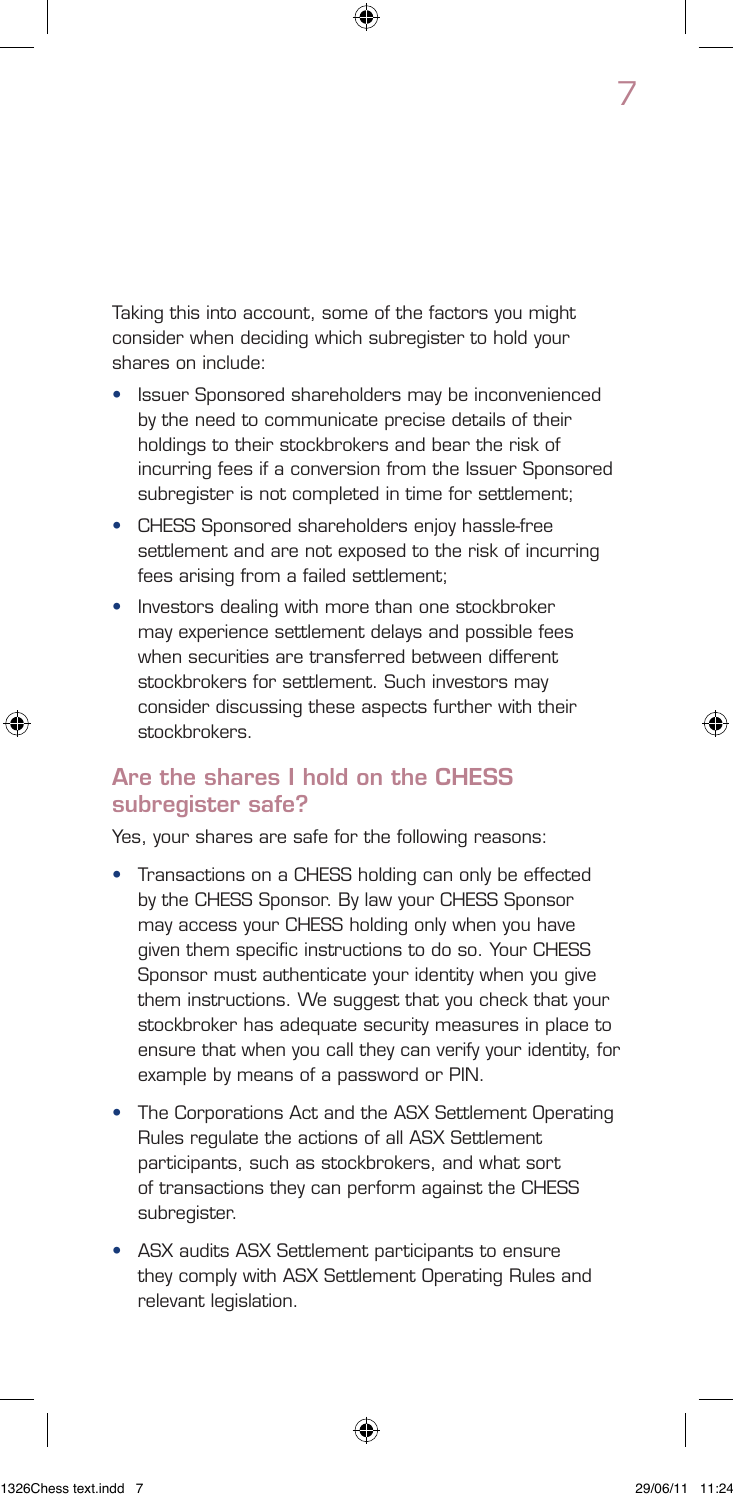Taking this into account, some of the factors you might consider when deciding which subregister to hold your shares on include:

- Issuer Sponsored shareholders may be inconvenienced by the need to communicate precise details of their holdings to their stockbrokers and bear the risk of incurring fees if a conversion from the Issuer Sponsored subregister is not completed in time for settlement;
- CHESS Sponsored shareholders enjoy hassle-free settlement and are not exposed to the risk of incurring fees arising from a failed settlement;
- Investors dealing with more than one stockbroker may experience settlement delays and possible fees when securities are transferred between different stockbrokers for settlement. Such investors may consider discussing these aspects further with their stockbrokers.

## Are the shares I hold on the CHESS subregister safe?

Yes, your shares are safe for the following reasons:

- Transactions on a CHESS holding can only be effected by the CHESS Sponsor. By law your CHESS Sponsor may access your CHESS holding only when you have given them specific instructions to do so. Your CHESS Sponsor must authenticate your identity when you give them instructions. We suggest that you check that your stockbroker has adequate security measures in place to ensure that when you call they can verify your identity, for example by means of a password or PIN.
- The Corporations Act and the ASX Settlement Operating Rules regulate the actions of all ASX Settlement participants, such as stockbrokers, and what sort of transactions they can perform against the CHESS subregister.
- ASX audits ASX Settlement participants to ensure they comply with ASX Settlement Operating Rules and relevant legislation.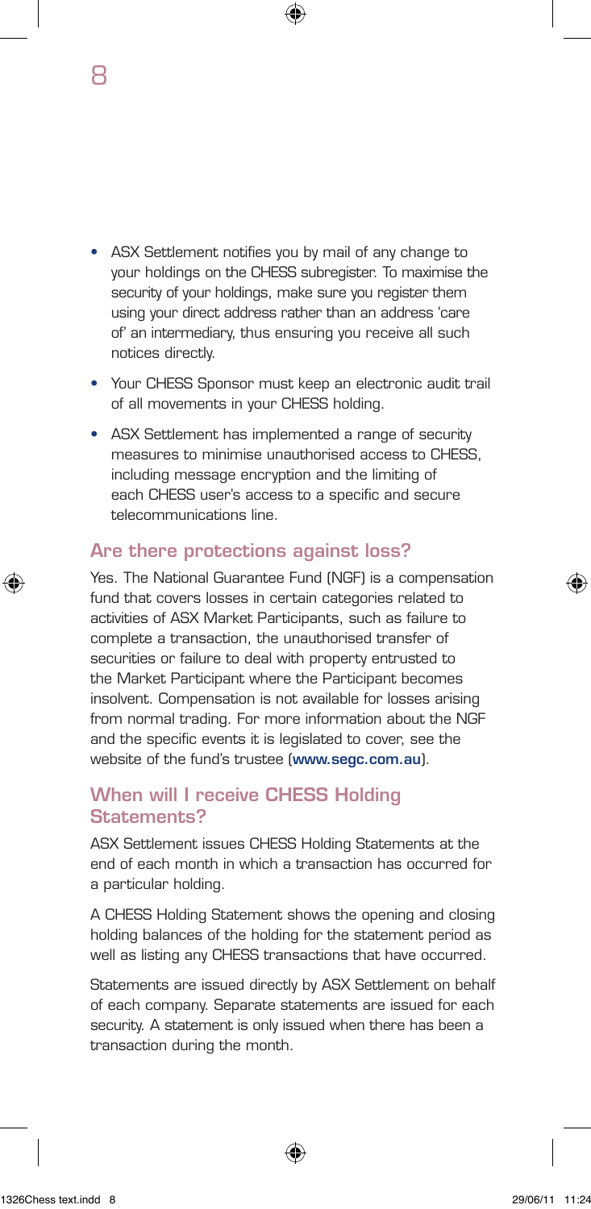- ASX Settlement notifies you by mail of any change to your holdings on the CHESS subregister. To maximise the security of your holdings, make sure you register them using your direct address rather than an address 'care of' an intermediary, thus ensuring you receive all such notices directly.
- Your CHESS Sponsor must keep an electronic audit trail of all movements in your CHESS holding.
- ASX Settlement has implemented a range of security measures to minimise unauthorised access to CHESS, including message encryption and the limiting of each CHESS user's access to a specific and secure telecommunications line.

## Are there protections against loss?

Yes. The National Guarantee Fund (NGF) is a compensation fund that covers losses in certain categories related to activities of ASX Market Participants, such as failure to complete a transaction, the unauthorised transfer of securities or failure to deal with property entrusted to the Market Participant where the Participant becomes insolvent. Compensation is not available for losses arising from normal trading. For more information about the NGF and the specific events it is legislated to cover, see the website of the fund's trustee (**www.segc.com.au**).

## When will I receive CHESS Holding Statements?

ASX Settlement issues CHESS Holding Statements at the end of each month in which a transaction has occurred for a particular holding.

A CHESS Holding Statement shows the opening and closing holding balances of the holding for the statement period as well as listing any CHESS transactions that have occurred.

Statements are issued directly by ASX Settlement on behalf of each company. Separate statements are issued for each security. A statement is only issued when there has been a transaction during the month.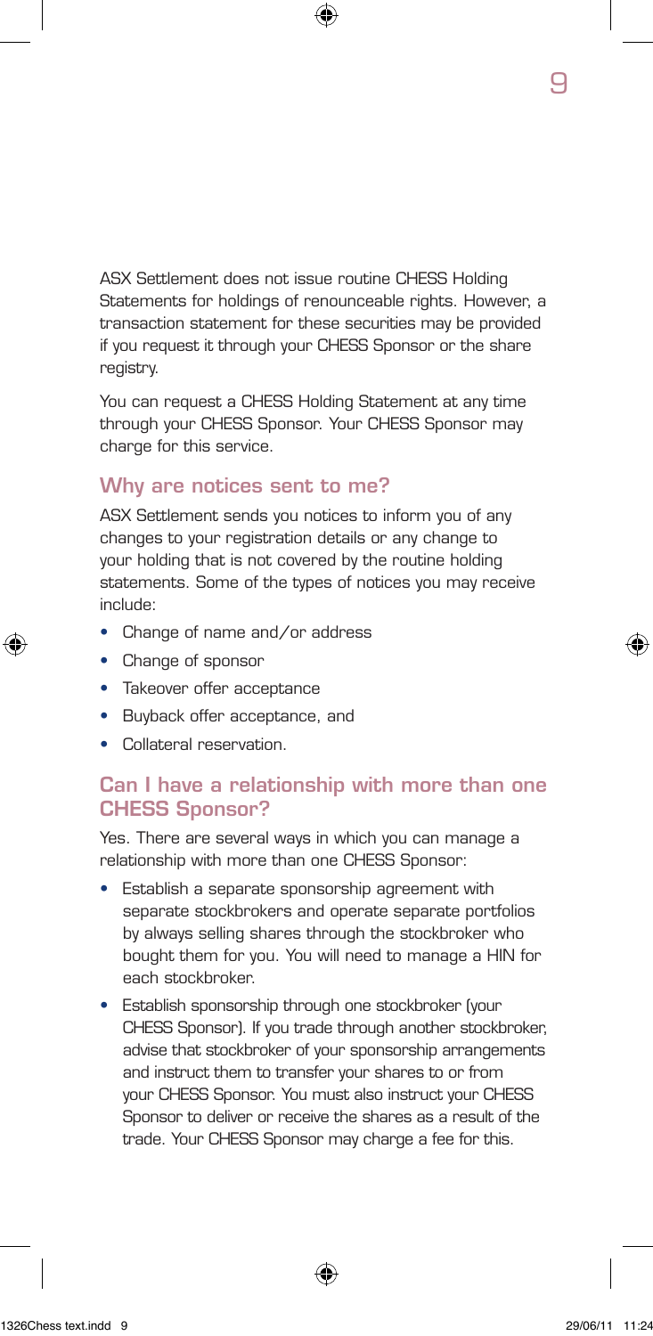ASX Settlement does not issue routine CHESS Holding Statements for holdings of renounceable rights. However, a transaction statement for these securities may be provided if you request it through your CHESS Sponsor or the share registry.

You can request a CHESS Holding Statement at any time through your CHESS Sponsor. Your CHESS Sponsor may charge for this service.

## Why are notices sent to me?

ASX Settlement sends you notices to inform you of any changes to your registration details or any change to your holding that is not covered by the routine holding statements. Some of the types of notices you may receive include:

- Change of name and/or address
- Change of sponsor
- Takeover offer acceptance
- Buyback offer acceptance, and
- Collateral reservation.

## Can I have a relationship with more than one CHESS Sponsor?

Yes. There are several ways in which you can manage a relationship with more than one CHESS Sponsor:

- Establish a separate sponsorship agreement with separate stockbrokers and operate separate portfolios by always selling shares through the stockbroker who bought them for you. You will need to manage a HIN for each stockbroker.
- Establish sponsorship through one stockbroker (your CHESS Sponsor). If you trade through another stockbroker, advise that stockbroker of your sponsorship arrangements and instruct them to transfer your shares to or from your CHESS Sponsor. You must also instruct your CHESS Sponsor to deliver or receive the shares as a result of the trade. Your CHESS Sponsor may charge a fee for this.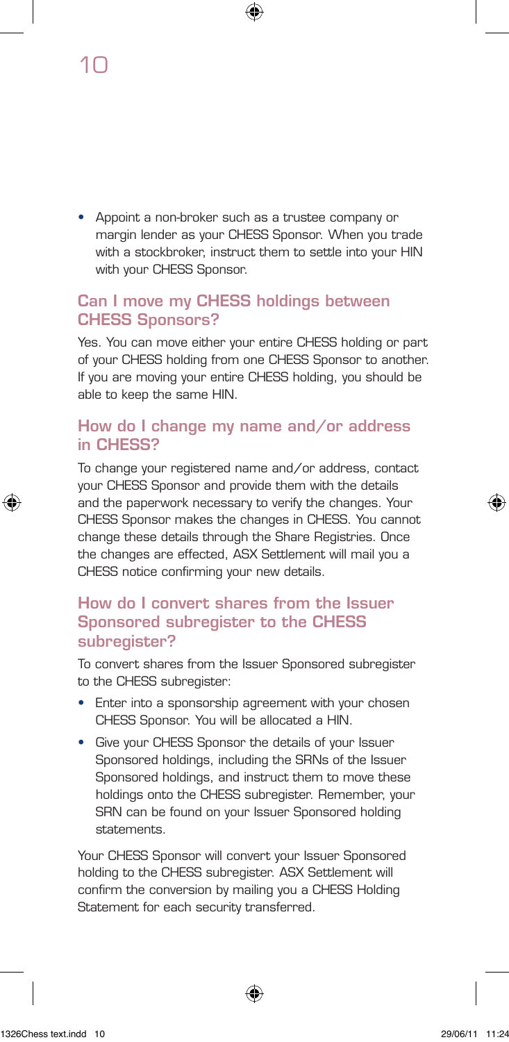- Appoint a non-broker such as a trustee company or margin lender as your CHESS Sponsor. When you trade with a stockbroker, instruct them to settle into your HIN with your CHESS Sponsor.

## Can I move my CHESS holdings between CHESS Sponsors?

Yes. You can move either your entire CHESS holding or part of your CHESS holding from one CHESS Sponsor to another. If you are moving your entire CHESS holding, you should be able to keep the same HIN.

## How do I change my name and/or address in CHESS?

To change your registered name and/or address, contact your CHESS Sponsor and provide them with the details and the paperwork necessary to verify the changes. Your CHESS Sponsor makes the changes in CHESS. You cannot change these details through the Share Registries. Once the changes are effected, ASX Settlement will mail you a CHESS notice confirming your new details.

## How do I convert shares from the Issuer Sponsored subregister to the CHESS subregister?

To convert shares from the Issuer Sponsored subregister to the CHESS subregister:

- Enter into a sponsorship agreement with your chosen CHESS Sponsor. You will be allocated a HIN.
- Give your CHESS Sponsor the details of your Issuer Sponsored holdings, including the SRNs of the Issuer Sponsored holdings, and instruct them to move these holdings onto the CHESS subregister. Remember, your SRN can be found on your Issuer Sponsored holding statements.

Your CHESS Sponsor will convert your Issuer Sponsored holding to the CHESS subregister. ASX Settlement will confirm the conversion by mailing you a CHESS Holding Statement for each security transferred.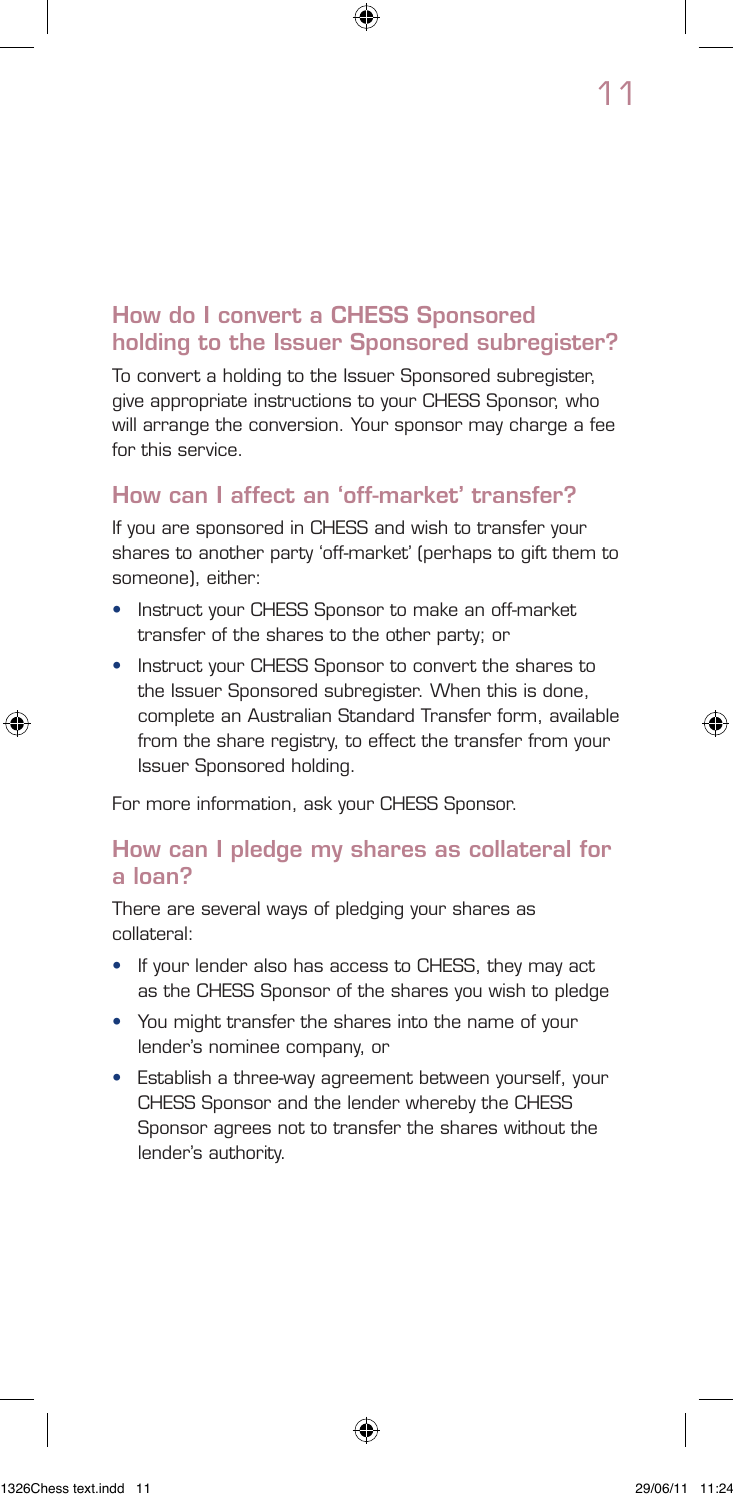## How do I convert a CHESS Sponsored holding to the Issuer Sponsored subregister?

To convert a holding to the Issuer Sponsored subregister, give appropriate instructions to your CHESS Sponsor, who will arrange the conversion. Your sponsor may charge a fee for this service.

## How can I affect an 'off-market' transfer?

If you are sponsored in CHESS and wish to transfer your shares to another party 'off-market' (perhaps to gift them to someone), either:

- Instruct your CHESS Sponsor to make an off-market transfer of the shares to the other party; or
- Instruct your CHESS Sponsor to convert the shares to the Issuer Sponsored subregister. When this is done, complete an Australian Standard Transfer form, available from the share registry, to effect the transfer from your Issuer Sponsored holding.

For more information, ask your CHESS Sponsor.

## How can I pledge my shares as collateral for a loan?

There are several ways of pledging your shares as collateral:

- If your lender also has access to CHESS, they may act as the CHESS Sponsor of the shares you wish to pledge
- You might transfer the shares into the name of your lender's nominee company, or
- Establish a three-way agreement between yourself, your CHESS Sponsor and the lender whereby the CHESS Sponsor agrees not to transfer the shares without the lender's authority.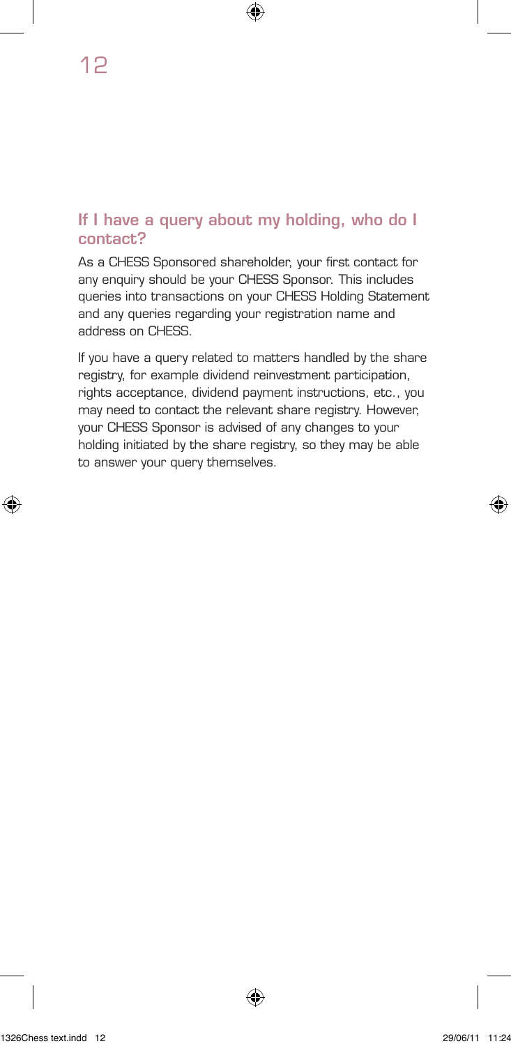## If I have a query about my holding, who do I contact?

As a CHESS Sponsored shareholder, your first contact for any enquiry should be your CHESS Sponsor. This includes queries into transactions on your CHESS Holding Statement and any queries regarding your registration name and address on CHESS.

If you have a query related to matters handled by the share registry, for example dividend reinvestment participation, rights acceptance, dividend payment instructions, etc., you may need to contact the relevant share registry. However, your CHESS Sponsor is advised of any changes to your holding initiated by the share registry, so they may be able to answer your query themselves.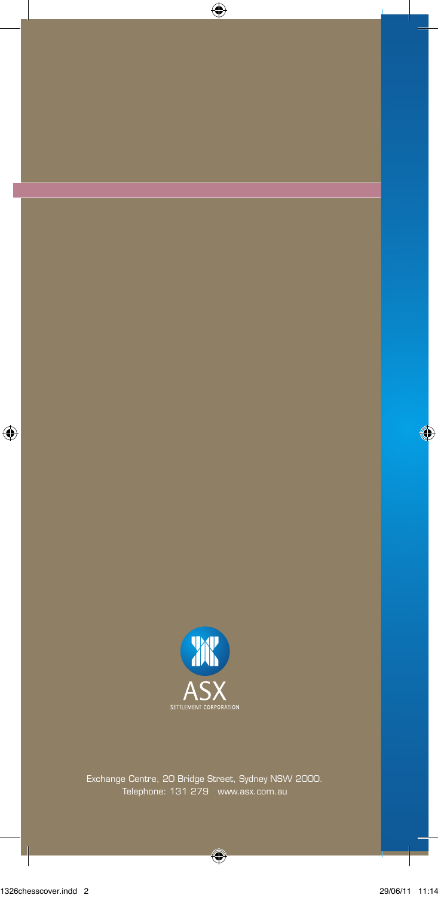ASX

SETTLEMENT CORPORATION

Exchange Centre, 20 Bridge Street, Sydney NSW 2000.
Telephone: 131 279 www.asx.com.au